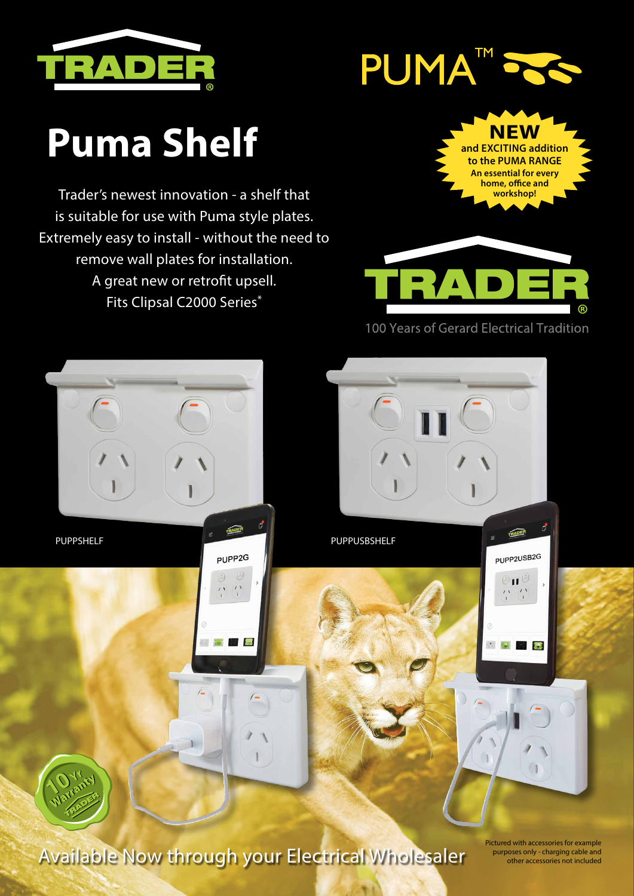TRADER

PUMA™

# Puma Shelf

Trader's newest innovation - a shelf that is suitable for use with Puma style plates. Extremely easy to install - without the need to remove wall plates for installation. A great new or retrofit upsell. Fits Clipsal C2000 Series*

**NEW**
**and EXCITING addition to the PUMA RANGE**
**An essential for every home, office and workshop!**

TRADER
100 Years of Gerard Electrical Tradition

PUPPSHELF

PUPPUSBSHELF

10 Yr Warranty TRADER

Available Now through your Electrical Wholesaler

Pictured with accessories for example purposes only - charging cable and other accessories not included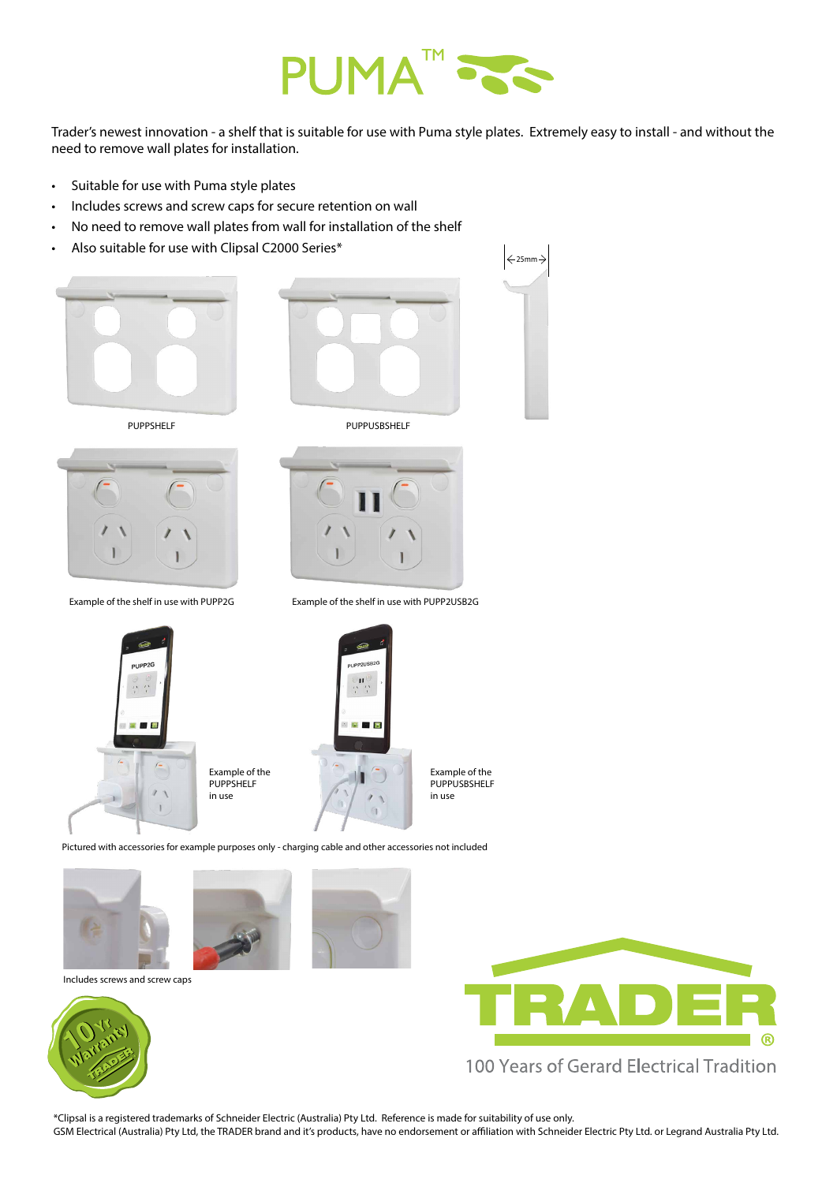# PUMA™

Trader's newest innovation - a shelf that is suitable for use with Puma style plates. Extremely easy to install - and without the need to remove wall plates for installation.

- Suitable for use with Puma style plates
- Includes screws and screw caps for secure retention on wall
- No need to remove wall plates from wall for installation of the shelf
- Also suitable for use with Clipsal C2000 Series*

25mm

PUPPSHELF

PUPPUSBSHELF

Example of the shelf in use with PUPP2G

Example of the shelf in use with PUPP2USB2G

Example of the PUPPSHELF in use

Example of the PUPPUSBSHELF in use

Pictured with accessories for example purposes only - charging cable and other accessories not included

Includes screws and screw caps

10 Yr Warranty TRADER

TRADER®

100 Years of Gerard Electrical Tradition

*Clipsal is a registered trademarks of Schneider Electric (Australia) Pty Ltd. Reference is made for suitability of use only.
GSM Electrical (Australia) Pty Ltd, the TRADER brand and it's products, have no endorsement or affiliation with Schneider Electric Pty Ltd. or Legrand Australia Pty Ltd.